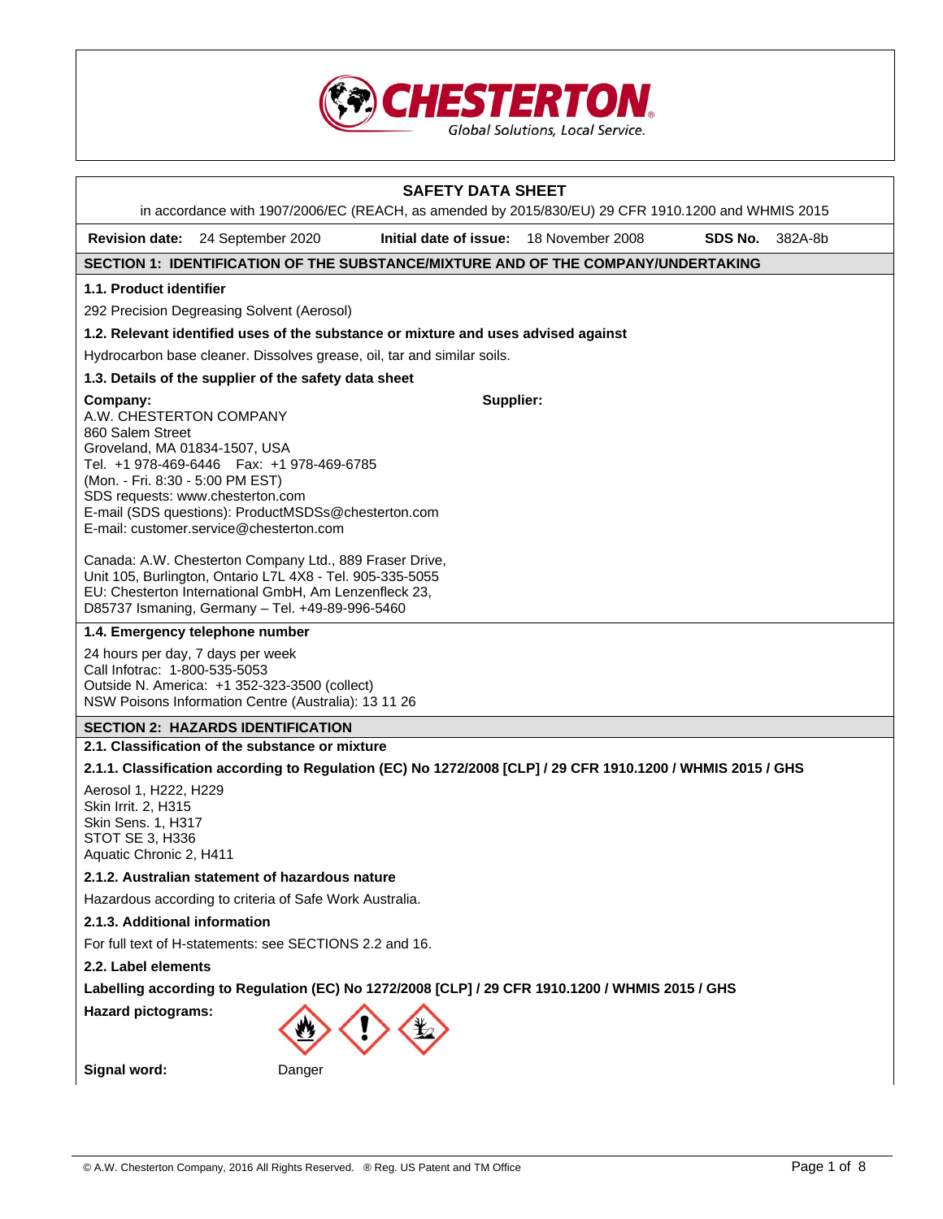CHESTERTON
Global Solutions, Local Service.

# SAFETY DATA SHEET

in accordance with 1907/2006/EC (REACH, as amended by 2015/830/EU) 29 CFR 1910.1200 and WHMIS 2015

**Revision date:** 24 September 2020 **Initial date of issue:** 18 November 2008 **SDS No.** 382A-8b

## SECTION 1: IDENTIFICATION OF THE SUBSTANCE/MIXTURE AND OF THE COMPANY/UNDERTAKING

### 1.1. Product identifier

292 Precision Degreasing Solvent (Aerosol)

### 1.2. Relevant identified uses of the substance or mixture and uses advised against

Hydrocarbon base cleaner. Dissolves grease, oil, tar and similar soils.

### 1.3. Details of the supplier of the safety data sheet

**Company:**
A.W. CHESTERTON COMPANY
860 Salem Street
Groveland, MA 01834-1507, USA
Tel. +1 978-469-6446 Fax: +1 978-469-6785
(Mon. - Fri. 8:30 - 5:00 PM EST)
SDS requests: www.chesterton.com
E-mail (SDS questions): ProductMSDSs@chesterton.com
E-mail: customer.service@chesterton.com

Canada: A.W. Chesterton Company Ltd., 889 Fraser Drive, Unit 105, Burlington, Ontario L7L 4X8 - Tel. 905-335-5055
EU: Chesterton International GmbH, Am Lenzenfleck 23, D85737 Ismaning, Germany – Tel. +49-89-996-5460

**Supplier:**

### 1.4. Emergency telephone number

24 hours per day, 7 days per week
Call Infotrac: 1-800-535-5053
Outside N. America: +1 352-323-3500 (collect)
NSW Poisons Information Centre (Australia): 13 11 26

## SECTION 2: HAZARDS IDENTIFICATION

### 2.1. Classification of the substance or mixture

#### 2.1.1. Classification according to Regulation (EC) No 1272/2008 [CLP] / 29 CFR 1910.1200 / WHMIS 2015 / GHS

Aerosol 1, H222, H229
Skin Irrit. 2, H315
Skin Sens. 1, H317
STOT SE 3, H336
Aquatic Chronic 2, H411

#### 2.1.2. Australian statement of hazardous nature

Hazardous according to criteria of Safe Work Australia.

#### 2.1.3. Additional information

For full text of H-statements: see SECTIONS 2.2 and 16.

### 2.2. Label elements

**Labelling according to Regulation (EC) No 1272/2008 [CLP] / 29 CFR 1910.1200 / WHMIS 2015 / GHS**

**Hazard pictograms:**

**Signal word:** Danger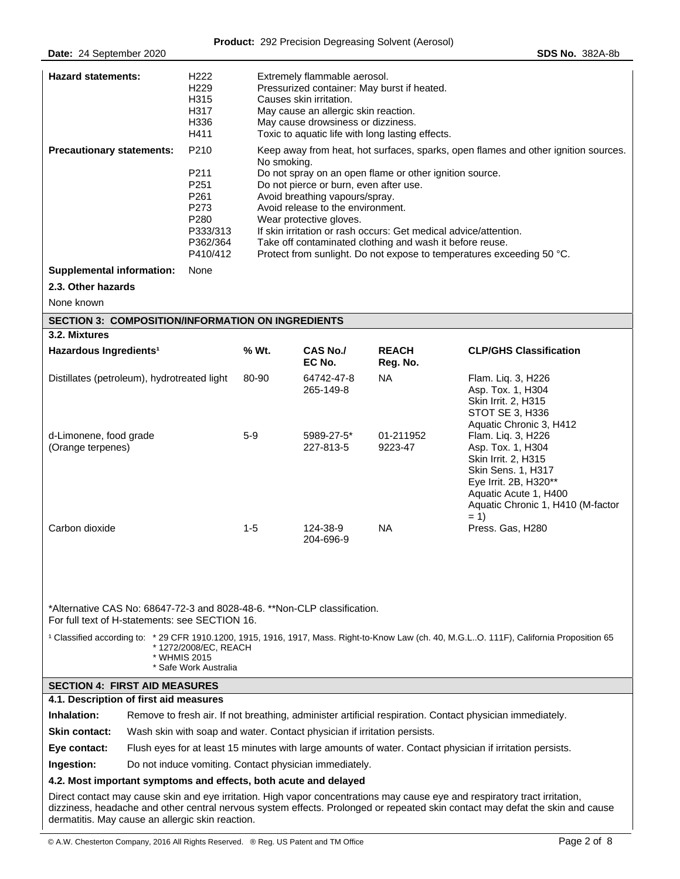| | | |
|---|---|---|
| **Hazard statements:** | H222 | Extremely flammable aerosol. |
| | H229 | Pressurized container: May burst if heated. |
| | H315 | Causes skin irritation. |
| | H317 | May cause an allergic skin reaction. |
| | H336 | May cause drowsiness or dizziness. |
| | H411 | Toxic to aquatic life with long lasting effects. |
| **Precautionary statements:** | P210 | Keep away from heat, hot surfaces, sparks, open flames and other ignition sources. No smoking. |
| | P211 | Do not spray on an open flame or other ignition source. |
| | P251 | Do not pierce or burn, even after use. |
| | P261 | Avoid breathing vapours/spray. |
| | P273 | Avoid release to the environment. |
| | P280 | Wear protective gloves. |
| | P333/313 | If skin irritation or rash occurs: Get medical advice/attention. |
| | P362/364 | Take off contaminated clothing and wash it before reuse. |
| | P410/412 | Protect from sunlight. Do not expose to temperatures exceeding 50 °C. |
| **Supplemental information:** | None | |

**2.3. Other hazards**

None known

## SECTION 3: COMPOSITION/INFORMATION ON INGREDIENTS

**3.2. Mixtures**

| Hazardous Ingredients[1] | % Wt. | CAS No./ EC No. | REACH Reg. No. | CLP/GHS Classification |
|---|---|---|---|---|
| Distillates (petroleum), hydrotreated light | 80-90 | 64742-47-8 265-149-8 | NA | Flam. Liq. 3, H226 Asp. Tox. 1, H304 Skin Irrit. 2, H315 STOT SE 3, H336 Aquatic Chronic 3, H412 |
| d-Limonene, food grade (Orange terpenes) | 5-9 | 5989-27-5* 227-813-5 | 01-211952 9223-47 | Flam. Liq. 3, H226 Asp. Tox. 1, H304 Skin Irrit. 2, H315 Skin Sens. 1, H317 Eye Irrit. 2B, H320** Aquatic Acute 1, H400 Aquatic Chronic 1, H410 (M-factor = 1) |
| Carbon dioxide | 1-5 | 124-38-9 204-696-9 | NA | Press. Gas, H280 |

*Alternative CAS No: 68647-72-3 and 8028-48-6. **Non-CLP classification.
For full text of H-statements: see SECTION 16.

[1] Classified according to: * 29 CFR 1910.1200, 1915, 1916, 1917, Mass. Right-to-Know Law (ch. 40, M.G.L..O. 111F), California Proposition 65
* 1272/2008/EC, REACH
* WHMIS 2015
* Safe Work Australia

## SECTION 4: FIRST AID MEASURES

**4.1. Description of first aid measures**

**Inhalation:** Remove to fresh air. If not breathing, administer artificial respiration. Contact physician immediately.

**Skin contact:** Wash skin with soap and water. Contact physician if irritation persists.

**Eye contact:** Flush eyes for at least 15 minutes with large amounts of water. Contact physician if irritation persists.

**Ingestion:** Do not induce vomiting. Contact physician immediately.

**4.2. Most important symptoms and effects, both acute and delayed**

Direct contact may cause skin and eye irritation. High vapor concentrations may cause eye and respiratory tract irritation, dizziness, headache and other central nervous system effects. Prolonged or repeated skin contact may defat the skin and cause dermatitis. May cause an allergic skin reaction.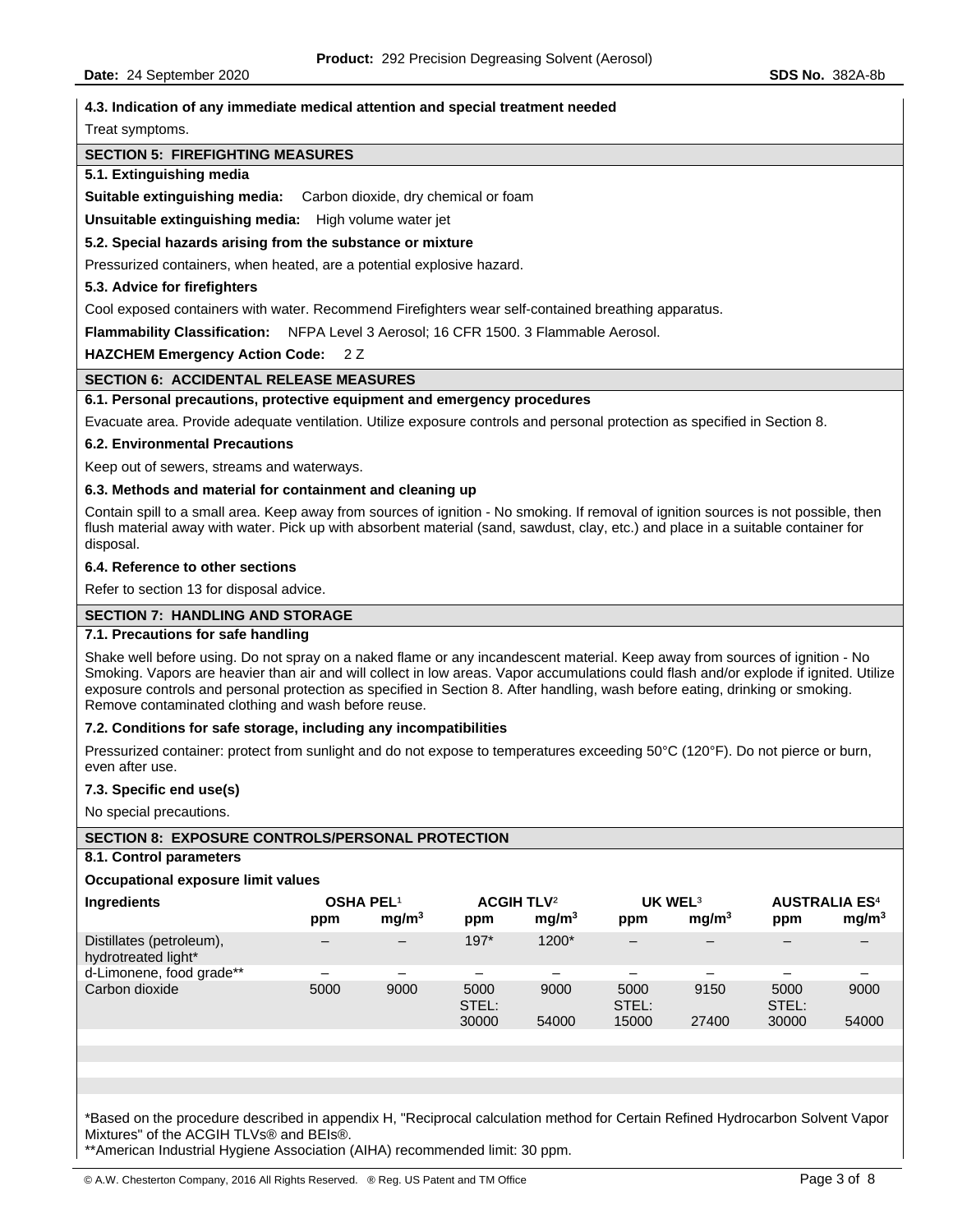#### 4.3. Indication of any immediate medical attention and special treatment needed

Treat symptoms.

## SECTION 5: FIREFIGHTING MEASURES

#### 5.1. Extinguishing media

**Suitable extinguishing media:** Carbon dioxide, dry chemical or foam

**Unsuitable extinguishing media:** High volume water jet

#### 5.2. Special hazards arising from the substance or mixture

Pressurized containers, when heated, are a potential explosive hazard.

#### 5.3. Advice for firefighters

Cool exposed containers with water. Recommend Firefighters wear self-contained breathing apparatus.

**Flammability Classification:** NFPA Level 3 Aerosol; 16 CFR 1500. 3 Flammable Aerosol.

**HAZCHEM Emergency Action Code:** 2 Z

## SECTION 6: ACCIDENTAL RELEASE MEASURES

#### 6.1. Personal precautions, protective equipment and emergency procedures

Evacuate area. Provide adequate ventilation. Utilize exposure controls and personal protection as specified in Section 8.

#### 6.2. Environmental Precautions

Keep out of sewers, streams and waterways.

#### 6.3. Methods and material for containment and cleaning up

Contain spill to a small area. Keep away from sources of ignition - No smoking. If removal of ignition sources is not possible, then flush material away with water. Pick up with absorbent material (sand, sawdust, clay, etc.) and place in a suitable container for disposal.

#### 6.4. Reference to other sections

Refer to section 13 for disposal advice.

## SECTION 7: HANDLING AND STORAGE

#### 7.1. Precautions for safe handling

Shake well before using. Do not spray on a naked flame or any incandescent material. Keep away from sources of ignition - No Smoking. Vapors are heavier than air and will collect in low areas. Vapor accumulations could flash and/or explode if ignited. Utilize exposure controls and personal protection as specified in Section 8. After handling, wash before eating, drinking or smoking. Remove contaminated clothing and wash before reuse.

#### 7.2. Conditions for safe storage, including any incompatibilities

Pressurized container: protect from sunlight and do not expose to temperatures exceeding 50°C (120°F). Do not pierce or burn, even after use.

#### 7.3. Specific end use(s)

No special precautions.

## SECTION 8: EXPOSURE CONTROLS/PERSONAL PROTECTION

#### 8.1. Control parameters

**Occupational exposure limit values**

| Ingredients | OSHA PEL[1] | | ACGIH TLV[2] | | UK WEL[3] | | AUSTRALIA ES[4] | |
|---|---|---|---|---|---|---|---|---|
| | ppm | $mg/m^3$ | ppm | $mg/m^3$ | ppm | $mg/m^3$ | ppm | $mg/m^3$ |
| Distillates (petroleum), hydrotreated light* | – | – | 197* | 1200* | – | – | – | – |
| d-Limonene, food grade** | – | – | – | – | – | – | – | – |
| Carbon dioxide | 5000 | 9000 | 5000 STEL: 30000 | 9000 54000 | 5000 STEL: 15000 | 9150 27400 | 5000 STEL: 30000 | 9000 54000 |

*Based on the procedure described in appendix H, "Reciprocal calculation method for Certain Refined Hydrocarbon Solvent Vapor Mixtures" of the ACGIH TLVs® and BEIs®.
**American Industrial Hygiene Association (AIHA) recommended limit: 30 ppm.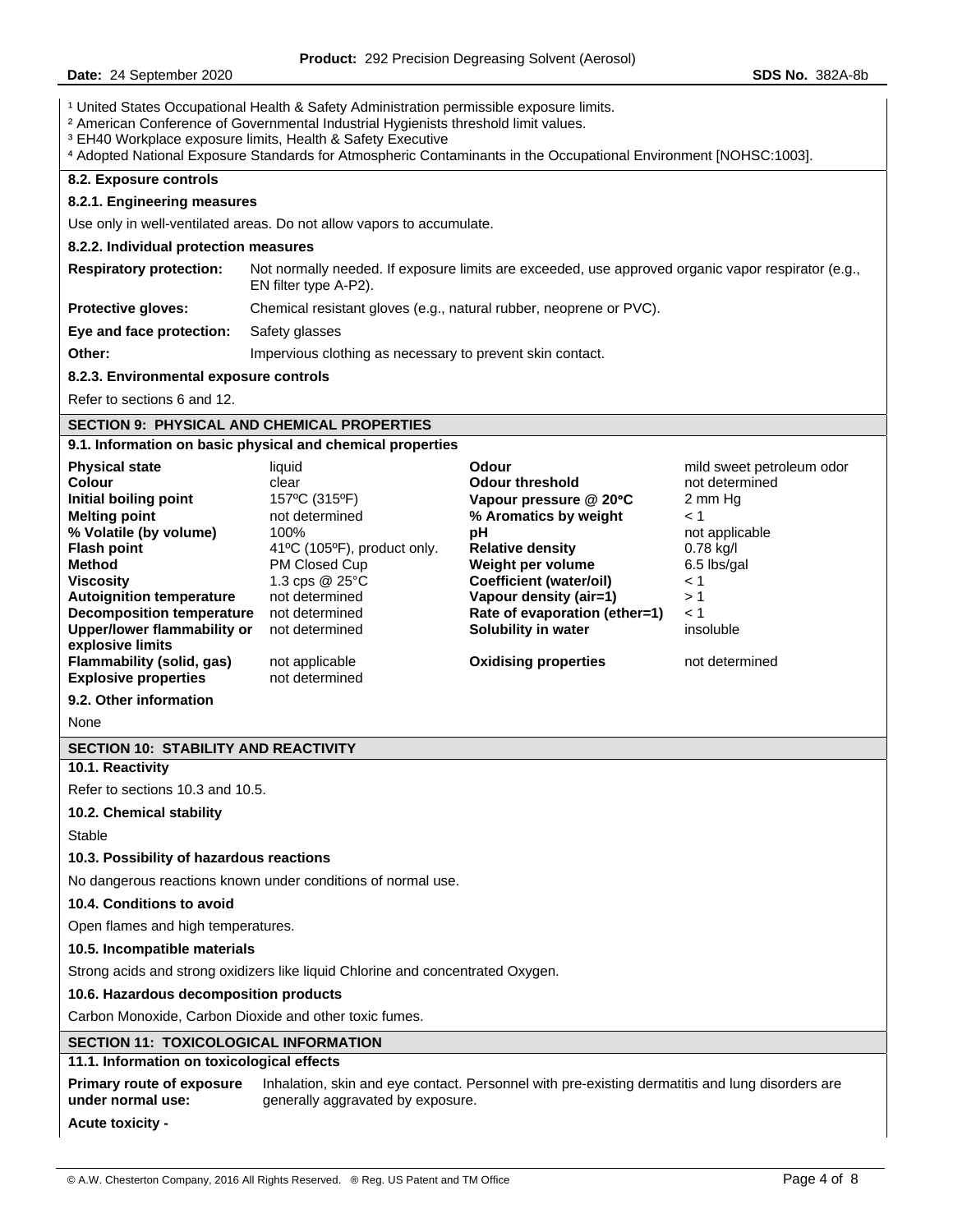[1] United States Occupational Health & Safety Administration permissible exposure limits.
[2] American Conference of Governmental Industrial Hygienists threshold limit values.
[3] EH40 Workplace exposure limits, Health & Safety Executive
[4] Adopted National Exposure Standards for Atmospheric Contaminants in the Occupational Environment [NOHSC:1003].

### 8.2. Exposure controls

#### 8.2.1. Engineering measures

Use only in well-ventilated areas. Do not allow vapors to accumulate.

#### 8.2.2. Individual protection measures

| | |
|---|---|
| **Respiratory protection:** | Not normally needed. If exposure limits are exceeded, use approved organic vapor respirator (e.g., EN filter type A-P2). |
| **Protective gloves:** | Chemical resistant gloves (e.g., natural rubber, neoprene or PVC). |
| **Eye and face protection:** | Safety glasses |
| **Other:** | Impervious clothing as necessary to prevent skin contact. |

#### 8.2.3. Environmental exposure controls

Refer to sections 6 and 12.

## SECTION 9: PHYSICAL AND CHEMICAL PROPERTIES

### 9.1. Information on basic physical and chemical properties

| | | | |
|---|---|---|---|
| **Physical state** | liquid | **Odour** | mild sweet petroleum odor |
| **Colour** | clear | **Odour threshold** | not determined |
| **Initial boiling point** | 157ºC (315ºF) | **Vapour pressure @ 20°C** | 2 mm Hg |
| **Melting point** | not determined | **% Aromatics by weight** | < 1 |
| **% Volatile (by volume)** | 100% | **pH** | not applicable |
| **Flash point** | 41ºC (105ºF), product only. | **Relative density** | 0.78 kg/l |
| **Method** | PM Closed Cup | **Weight per volume** | 6.5 lbs/gal |
| **Viscosity** | 1.3 cps @ 25°C | **Coefficient (water/oil)** | < 1 |
| **Autoignition temperature** | not determined | **Vapour density (air=1)** | > 1 |
| **Decomposition temperature** | not determined | **Rate of evaporation (ether=1)** | < 1 |
| **Upper/lower flammability or explosive limits** | not determined | **Solubility in water** | insoluble |
| **Flammability (solid, gas)** | not applicable | **Oxidising properties** | not determined |
| **Explosive properties** | not determined | | |

### 9.2. Other information

None

## SECTION 10: STABILITY AND REACTIVITY

### 10.1. Reactivity

Refer to sections 10.3 and 10.5.

### 10.2. Chemical stability

Stable

### 10.3. Possibility of hazardous reactions

No dangerous reactions known under conditions of normal use.

### 10.4. Conditions to avoid

Open flames and high temperatures.

### 10.5. Incompatible materials

Strong acids and strong oxidizers like liquid Chlorine and concentrated Oxygen.

### 10.6. Hazardous decomposition products

Carbon Monoxide, Carbon Dioxide and other toxic fumes.

## SECTION 11: TOXICOLOGICAL INFORMATION

### 11.1. Information on toxicological effects

| | |
|---|---|
| **Primary route of exposure under normal use:** | Inhalation, skin and eye contact. Personnel with pre-existing dermatitis and lung disorders are generally aggravated by exposure. |

**Acute toxicity -**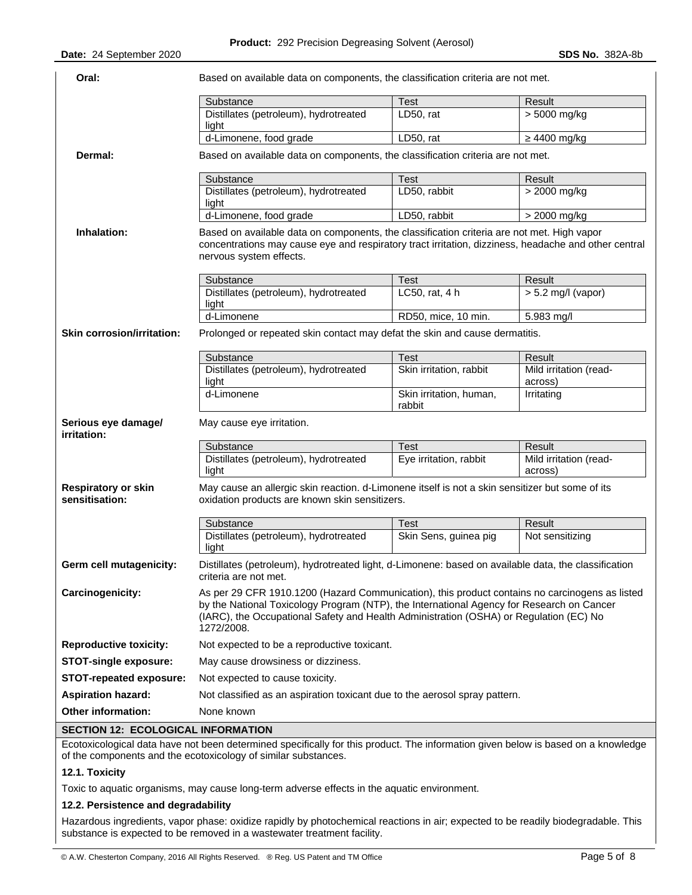**Oral:** Based on available data on components, the classification criteria are not met.

| Substance | Test | Result |
|---|---|---|
| Distillates (petroleum), hydrotreated light | LD50, rat | > 5000 mg/kg |
| d-Limonene, food grade | LD50, rat | ≥ 4400 mg/kg |

**Dermal:** Based on available data on components, the classification criteria are not met.

| Substance | Test | Result |
|---|---|---|
| Distillates (petroleum), hydrotreated light | LD50, rabbit | > 2000 mg/kg |
| d-Limonene, food grade | LD50, rabbit | > 2000 mg/kg |

**Inhalation:** Based on available data on components, the classification criteria are not met. High vapor concentrations may cause eye and respiratory tract irritation, dizziness, headache and other central nervous system effects.

| Substance | Test | Result |
|---|---|---|
| Distillates (petroleum), hydrotreated light | LC50, rat, 4 h | > 5.2 mg/l (vapor) |
| d-Limonene | RD50, mice, 10 min. | 5.983 mg/l |

**Skin corrosion/irritation:** Prolonged or repeated skin contact may defat the skin and cause dermatitis.

| Substance | Test | Result |
|---|---|---|
| Distillates (petroleum), hydrotreated light | Skin irritation, rabbit | Mild irritation (read-across) |
| d-Limonene | Skin irritation, human, rabbit | Irritating |

**Serious eye damage/ irritation:** May cause eye irritation.

| Substance | Test | Result |
|---|---|---|
| Distillates (petroleum), hydrotreated light | Eye irritation, rabbit | Mild irritation (read-across) |

**Respiratory or skin sensitisation:** May cause an allergic skin reaction. d-Limonene itself is not a skin sensitizer but some of its oxidation products are known skin sensitizers.

| Substance | Test | Result |
|---|---|---|
| Distillates (petroleum), hydrotreated light | Skin Sens, guinea pig | Not sensitizing |

**Germ cell mutagenicity:** Distillates (petroleum), hydrotreated light, d-Limonene: based on available data, the classification criteria are not met.

**Carcinogenicity:** As per 29 CFR 1910.1200 (Hazard Communication), this product contains no carcinogens as listed by the National Toxicology Program (NTP), the International Agency for Research on Cancer (IARC), the Occupational Safety and Health Administration (OSHA) or Regulation (EC) No 1272/2008.

**Reproductive toxicity:** Not expected to be a reproductive toxicant.

**STOT-single exposure:** May cause drowsiness or dizziness.

**STOT-repeated exposure:** Not expected to cause toxicity.

**Aspiration hazard:** Not classified as an aspiration toxicant due to the aerosol spray pattern.

**Other information:** None known

## SECTION 12: ECOLOGICAL INFORMATION

Ecotoxicological data have not been determined specifically for this product. The information given below is based on a knowledge of the components and the ecotoxicology of similar substances.

### 12.1. Toxicity

Toxic to aquatic organisms, may cause long-term adverse effects in the aquatic environment.

### 12.2. Persistence and degradability

Hazardous ingredients, vapor phase: oxidize rapidly by photochemical reactions in air; expected to be readily biodegradable. This substance is expected to be removed in a wastewater treatment facility.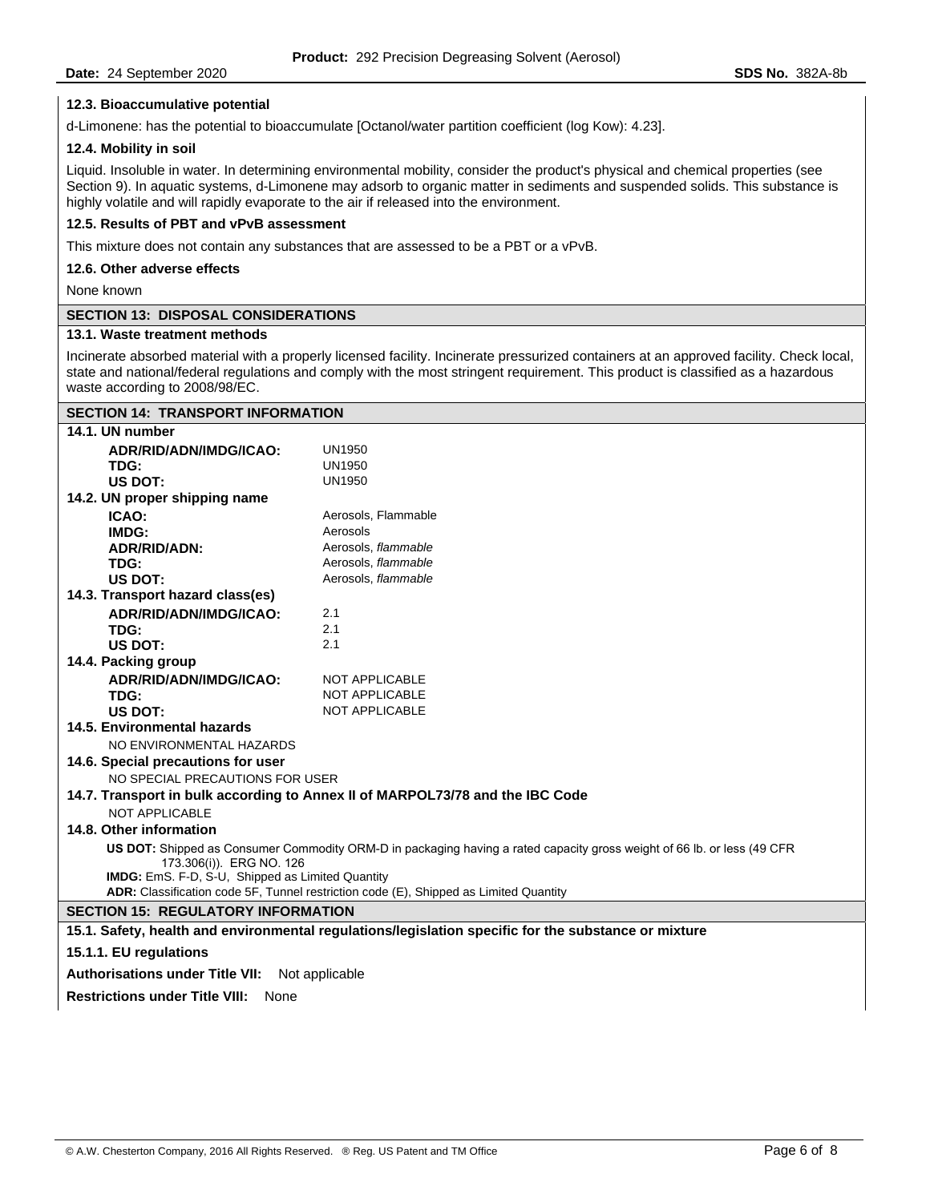### 12.3. Bioaccumulative potential

d-Limonene: has the potential to bioaccumulate [Octanol/water partition coefficient (log Kow): 4.23].

### 12.4. Mobility in soil

Liquid. Insoluble in water. In determining environmental mobility, consider the product's physical and chemical properties (see Section 9). In aquatic systems, d-Limonene may adsorb to organic matter in sediments and suspended solids. This substance is highly volatile and will rapidly evaporate to the air if released into the environment.

### 12.5. Results of PBT and vPvB assessment

This mixture does not contain any substances that are assessed to be a PBT or a vPvB.

### 12.6. Other adverse effects

None known

## SECTION 13: DISPOSAL CONSIDERATIONS

### 13.1. Waste treatment methods

Incinerate absorbed material with a properly licensed facility. Incinerate pressurized containers at an approved facility. Check local, state and national/federal regulations and comply with the most stringent requirement. This product is classified as a hazardous waste according to 2008/98/EC.

## SECTION 14: TRANSPORT INFORMATION

### 14.1. UN number

| | |
|---|---|
| **ADR/RID/ADN/IMDG/ICAO:** | UN1950 |
| **TDG:** | UN1950 |
| **US DOT:** | UN1950 |

### 14.2. UN proper shipping name

| | |
|---|---|
| **ICAO:** | Aerosols, Flammable |
| **IMDG:** | Aerosols |
| **ADR/RID/ADN:** | Aerosols, *flammable* |
| **TDG:** | Aerosols, *flammable* |
| **US DOT:** | Aerosols, *flammable* |

### 14.3. Transport hazard class(es)

| | |
|---|---|
| **ADR/RID/ADN/IMDG/ICAO:** | 2.1 |
| **TDG:** | 2.1 |
| **US DOT:** | 2.1 |

### 14.4. Packing group

| | |
|---|---|
| **ADR/RID/ADN/IMDG/ICAO:** | NOT APPLICABLE |
| **TDG:** | NOT APPLICABLE |
| **US DOT:** | NOT APPLICABLE |

### 14.5. Environmental hazards

NO ENVIRONMENTAL HAZARDS

### 14.6. Special precautions for user

NO SPECIAL PRECAUTIONS FOR USER

### 14.7. Transport in bulk according to Annex II of MARPOL73/78 and the IBC Code

NOT APPLICABLE

### 14.8. Other information

**US DOT:** Shipped as Consumer Commodity ORM-D in packaging having a rated capacity gross weight of 66 lb. or less (49 CFR 173.306(i)). ERG NO. 126

**IMDG:** EmS. F-D, S-U, Shipped as Limited Quantity

**ADR:** Classification code 5F, Tunnel restriction code (E), Shipped as Limited Quantity

## SECTION 15: REGULATORY INFORMATION

### 15.1. Safety, health and environmental regulations/legislation specific for the substance or mixture

### 15.1.1. EU regulations

**Authorisations under Title VII:** Not applicable

**Restrictions under Title VIII:** None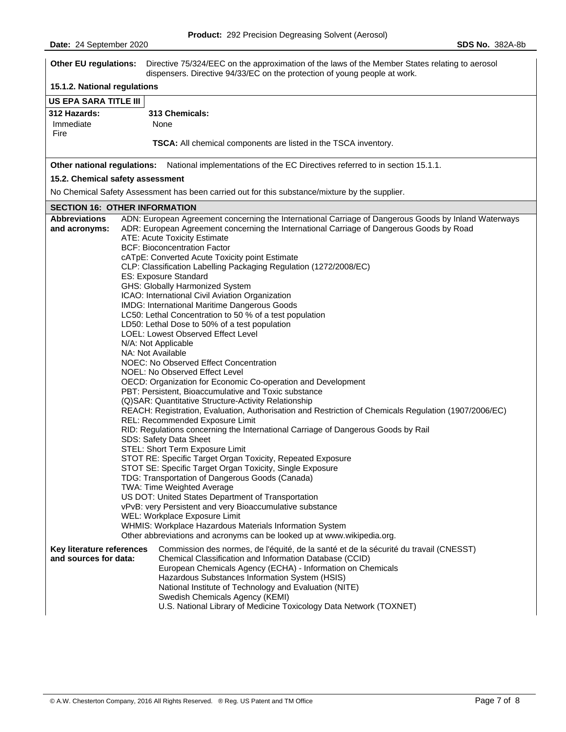**Other EU regulations:** Directive 75/324/EEC on the approximation of the laws of the Member States relating to aerosol dispensers. Directive 94/33/EC on the protection of young people at work.

**15.1.2. National regulations**

**US EPA SARA TITLE III**

| **312 Hazards:** | **313 Chemicals:** |
|---|---|
| Immediate Fire | None |

**TSCA:** All chemical components are listed in the TSCA inventory.

**Other national regulations:** National implementations of the EC Directives referred to in section 15.1.1.

**15.2. Chemical safety assessment**

No Chemical Safety Assessment has been carried out for this substance/mixture by the supplier.

## SECTION 16: OTHER INFORMATION

**Abbreviations and acronyms:**

ADN: European Agreement concerning the International Carriage of Dangerous Goods by Inland Waterways
ADR: European Agreement concerning the International Carriage of Dangerous Goods by Road
ATE: Acute Toxicity Estimate
BCF: Bioconcentration Factor
cATpE: Converted Acute Toxicity point Estimate
CLP: Classification Labelling Packaging Regulation (1272/2008/EC)
ES: Exposure Standard
GHS: Globally Harmonized System
ICAO: International Civil Aviation Organization
IMDG: International Maritime Dangerous Goods
LC50: Lethal Concentration to 50 % of a test population
LD50: Lethal Dose to 50% of a test population
LOEL: Lowest Observed Effect Level
N/A: Not Applicable
NA: Not Available
NOEC: No Observed Effect Concentration
NOEL: No Observed Effect Level
OECD: Organization for Economic Co-operation and Development
PBT: Persistent, Bioaccumulative and Toxic substance
(Q)SAR: Quantitative Structure-Activity Relationship
REACH: Registration, Evaluation, Authorisation and Restriction of Chemicals Regulation (1907/2006/EC)
REL: Recommended Exposure Limit
RID: Regulations concerning the International Carriage of Dangerous Goods by Rail
SDS: Safety Data Sheet
STEL: Short Term Exposure Limit
STOT RE: Specific Target Organ Toxicity, Repeated Exposure
STOT SE: Specific Target Organ Toxicity, Single Exposure
TDG: Transportation of Dangerous Goods (Canada)
TWA: Time Weighted Average
US DOT: United States Department of Transportation
vPvB: very Persistent and very Bioaccumulative substance
WEL: Workplace Exposure Limit
WHMIS: Workplace Hazardous Materials Information System
Other abbreviations and acronyms can be looked up at www.wikipedia.org.

**Key literature references and sources for data:**

Commission des normes, de l'équité, de la santé et de la sécurité du travail (CNESST)
Chemical Classification and Information Database (CCID)
European Chemicals Agency (ECHA) - Information on Chemicals
Hazardous Substances Information System (HSIS)
National Institute of Technology and Evaluation (NITE)
Swedish Chemicals Agency (KEMI)
U.S. National Library of Medicine Toxicology Data Network (TOXNET)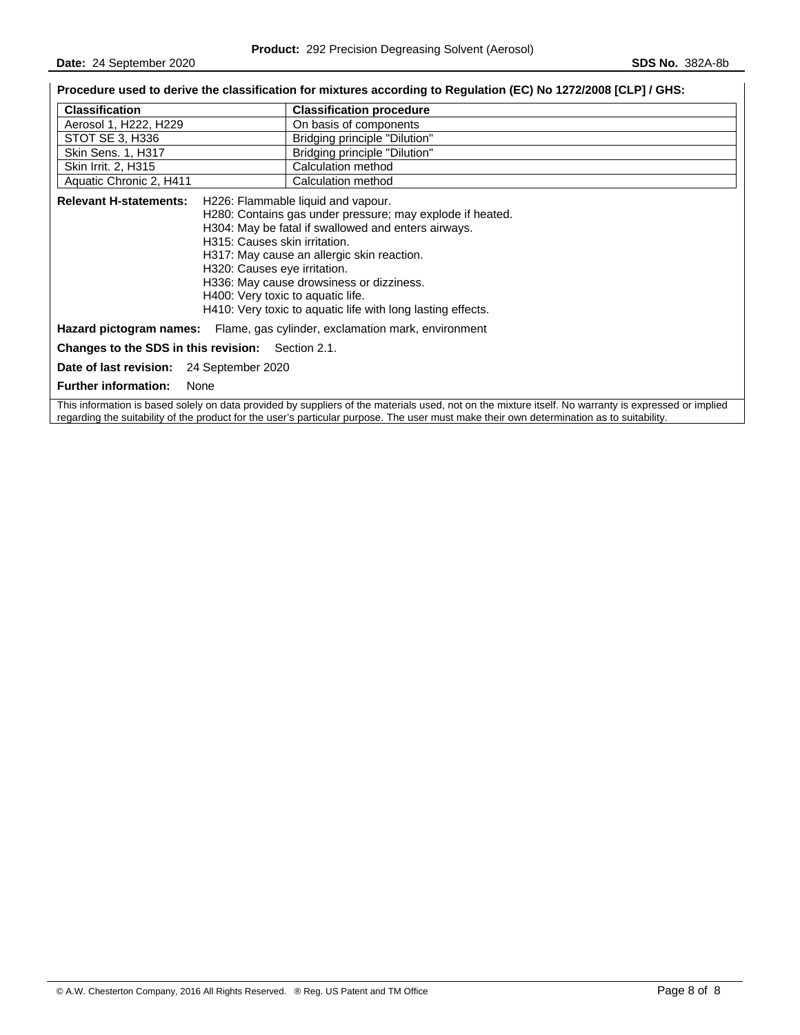**Procedure used to derive the classification for mixtures according to Regulation (EC) No 1272/2008 [CLP] / GHS:**

| Classification | Classification procedure |
|---|---|
| Aerosol 1, H222, H229 | On basis of components |
| STOT SE 3, H336 | Bridging principle "Dilution" |
| Skin Sens. 1, H317 | Bridging principle "Dilution" |
| Skin Irrit. 2, H315 | Calculation method |
| Aquatic Chronic 2, H411 | Calculation method |

**Relevant H-statements:**
H226: Flammable liquid and vapour.
H280: Contains gas under pressure; may explode if heated.
H304: May be fatal if swallowed and enters airways.
H315: Causes skin irritation.
H317: May cause an allergic skin reaction.
H320: Causes eye irritation.
H336: May cause drowsiness or dizziness.
H400: Very toxic to aquatic life.
H410: Very toxic to aquatic life with long lasting effects.

**Hazard pictogram names:** Flame, gas cylinder, exclamation mark, environment

**Changes to the SDS in this revision:** Section 2.1.

**Date of last revision:** 24 September 2020

**Further information:** None

This information is based solely on data provided by suppliers of the materials used, not on the mixture itself. No warranty is expressed or implied regarding the suitability of the product for the user's particular purpose. The user must make their own determination as to suitability.